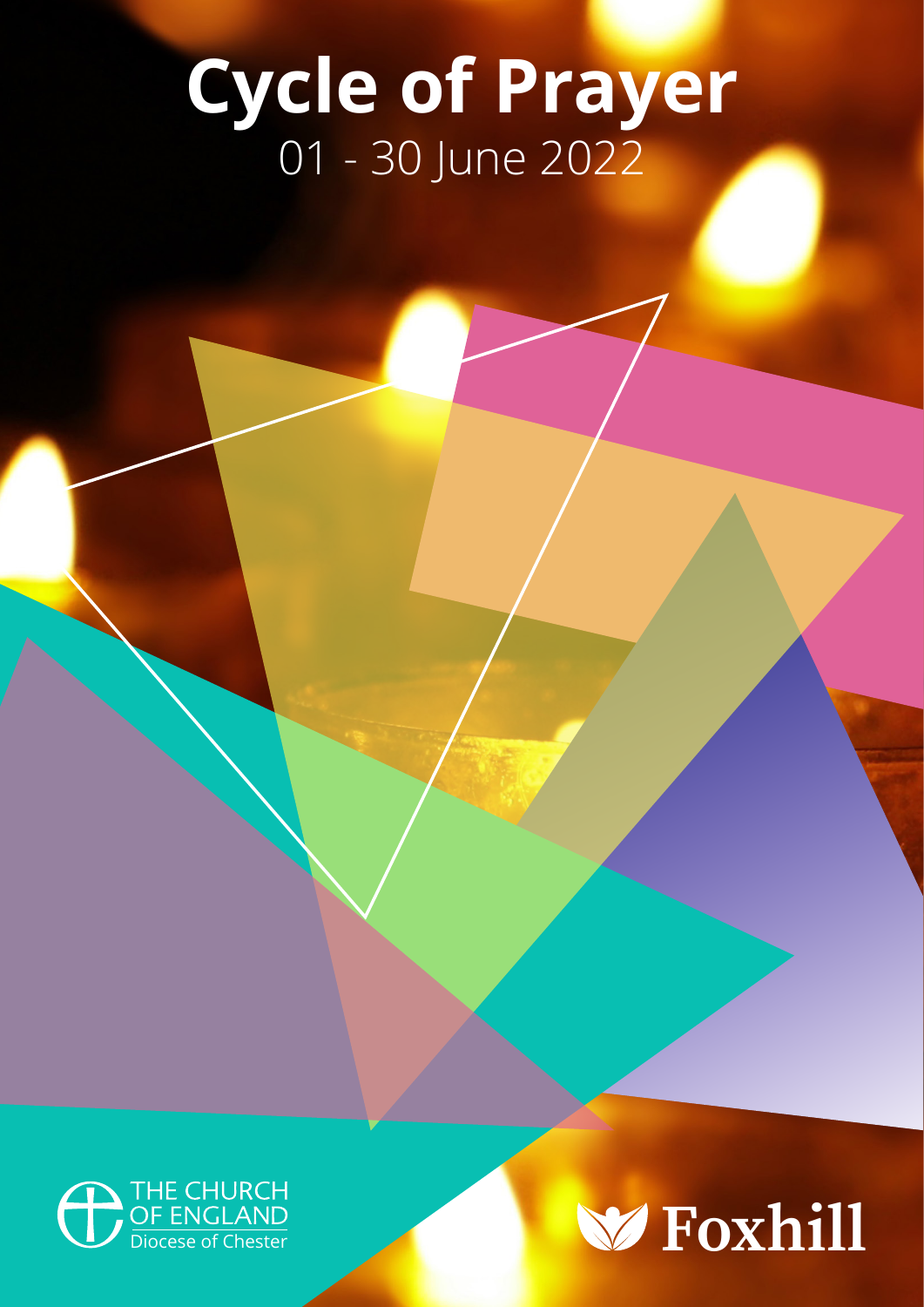# Cycle of Prayer

01 - 30 June 2022

THE CHURCH OF ENGLAND
Diocese of Chester

Foxhill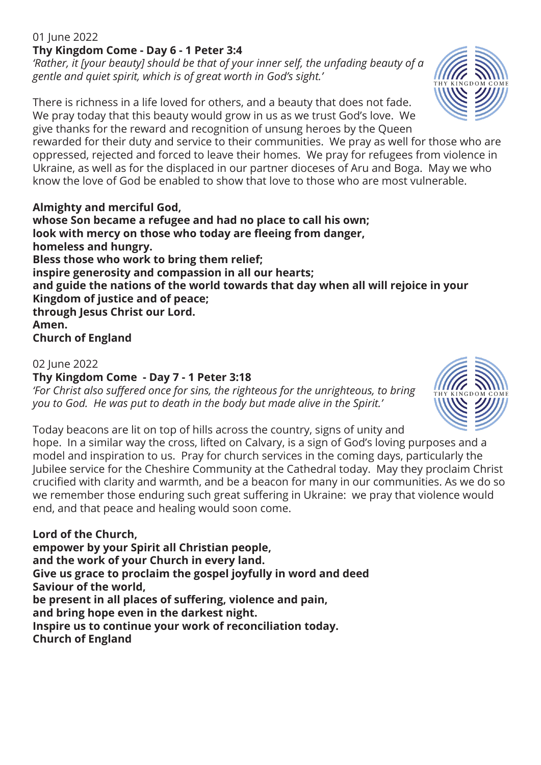01 June 2022

**Thy Kingdom Come - Day 6 - 1 Peter 3:4**

*'Rather, it [your beauty] should be that of your inner self, the unfading beauty of a gentle and quiet spirit, which is of great worth in God's sight.'*

There is richness in a life loved for others, and a beauty that does not fade. We pray today that this beauty would grow in us as we trust God's love. We give thanks for the reward and recognition of unsung heroes by the Queen rewarded for their duty and service to their communities. We pray as well for those who are oppressed, rejected and forced to leave their homes. We pray for refugees from violence in Ukraine, as well as for the displaced in our partner dioceses of Aru and Boga. May we who know the love of God be enabled to show that love to those who are most vulnerable.

**Almighty and merciful God,**
**whose Son became a refugee and had no place to call his own;**
**look with mercy on those who today are fleeing from danger,**
**homeless and hungry.**
**Bless those who work to bring them relief;**
**inspire generosity and compassion in all our hearts;**
**and guide the nations of the world towards that day when all will rejoice in your Kingdom of justice and of peace;**
**through Jesus Christ our Lord.**
**Amen.**
**Church of England**

02 June 2022

**Thy Kingdom Come - Day 7 - 1 Peter 3:18**

*'For Christ also suffered once for sins, the righteous for the unrighteous, to bring you to God. He was put to death in the body but made alive in the Spirit.'*

Today beacons are lit on top of hills across the country, signs of unity and hope. In a similar way the cross, lifted on Calvary, is a sign of God's loving purposes and a model and inspiration to us. Pray for church services in the coming days, particularly the Jubilee service for the Cheshire Community at the Cathedral today. May they proclaim Christ crucified with clarity and warmth, and be a beacon for many in our communities. As we do so we remember those enduring such great suffering in Ukraine: we pray that violence would end, and that peace and healing would soon come.

**Lord of the Church,**
**empower by your Spirit all Christian people,**
**and the work of your Church in every land.**
**Give us grace to proclaim the gospel joyfully in word and deed**
**Saviour of the world,**
**be present in all places of suffering, violence and pain,**
**and bring hope even in the darkest night.**
**Inspire us to continue your work of reconciliation today.**
**Church of England**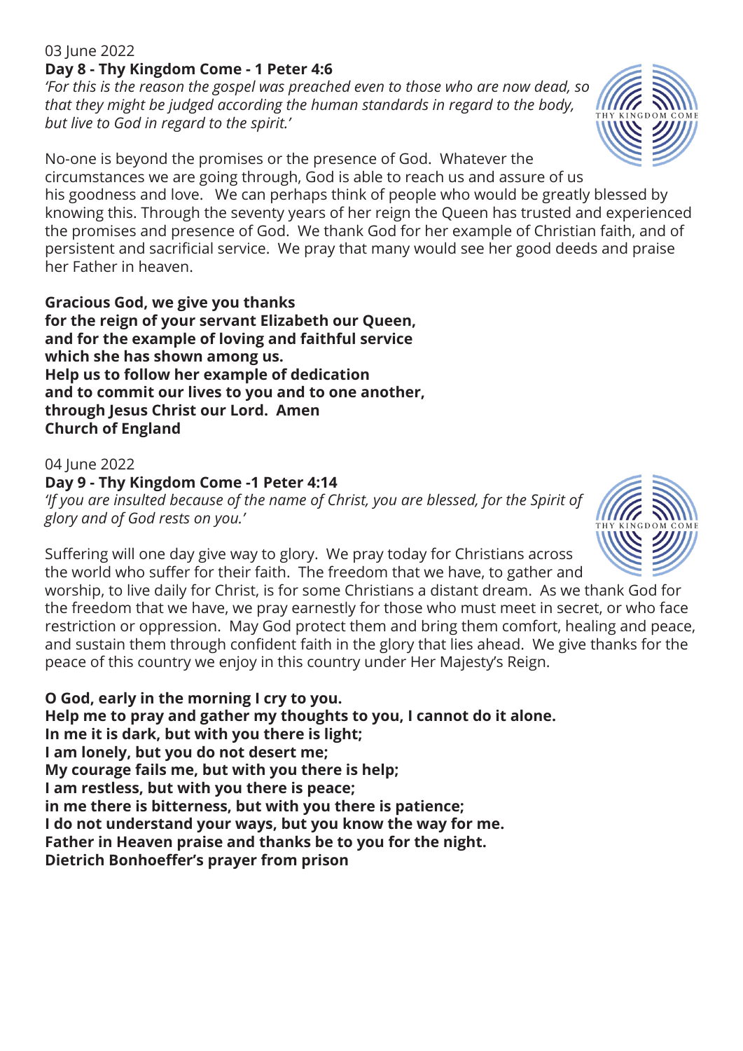03 June 2022

**Day 8 - Thy Kingdom Come - 1 Peter 4:6**

*'For this is the reason the gospel was preached even to those who are now dead, so that they might be judged according the human standards in regard to the body, but live to God in regard to the spirit.'*

No-one is beyond the promises or the presence of God. Whatever the circumstances we are going through, God is able to reach us and assure of us his goodness and love. We can perhaps think of people who would be greatly blessed by knowing this. Through the seventy years of her reign the Queen has trusted and experienced the promises and presence of God. We thank God for her example of Christian faith, and of persistent and sacrificial service. We pray that many would see her good deeds and praise her Father in heaven.

**Gracious God, we give you thanks**
**for the reign of your servant Elizabeth our Queen,**
**and for the example of loving and faithful service**
**which she has shown among us.**
**Help us to follow her example of dedication**
**and to commit our lives to you and to one another,**
**through Jesus Christ our Lord. Amen**
**Church of England**

04 June 2022

**Day 9 - Thy Kingdom Come -1 Peter 4:14**

*'If you are insulted because of the name of Christ, you are blessed, for the Spirit of glory and of God rests on you.'*

Suffering will one day give way to glory. We pray today for Christians across the world who suffer for their faith. The freedom that we have, to gather and worship, to live daily for Christ, is for some Christians a distant dream. As we thank God for the freedom that we have, we pray earnestly for those who must meet in secret, or who face restriction or oppression. May God protect them and bring them comfort, healing and peace, and sustain them through confident faith in the glory that lies ahead. We give thanks for the peace of this country we enjoy in this country under Her Majesty's Reign.

**O God, early in the morning I cry to you.**
**Help me to pray and gather my thoughts to you, I cannot do it alone.**
**In me it is dark, but with you there is light;**
**I am lonely, but you do not desert me;**
**My courage fails me, but with you there is help;**
**I am restless, but with you there is peace;**
**in me there is bitterness, but with you there is patience;**
**I do not understand your ways, but you know the way for me.**
**Father in Heaven praise and thanks be to you for the night.**
**Dietrich Bonhoeffer's prayer from prison**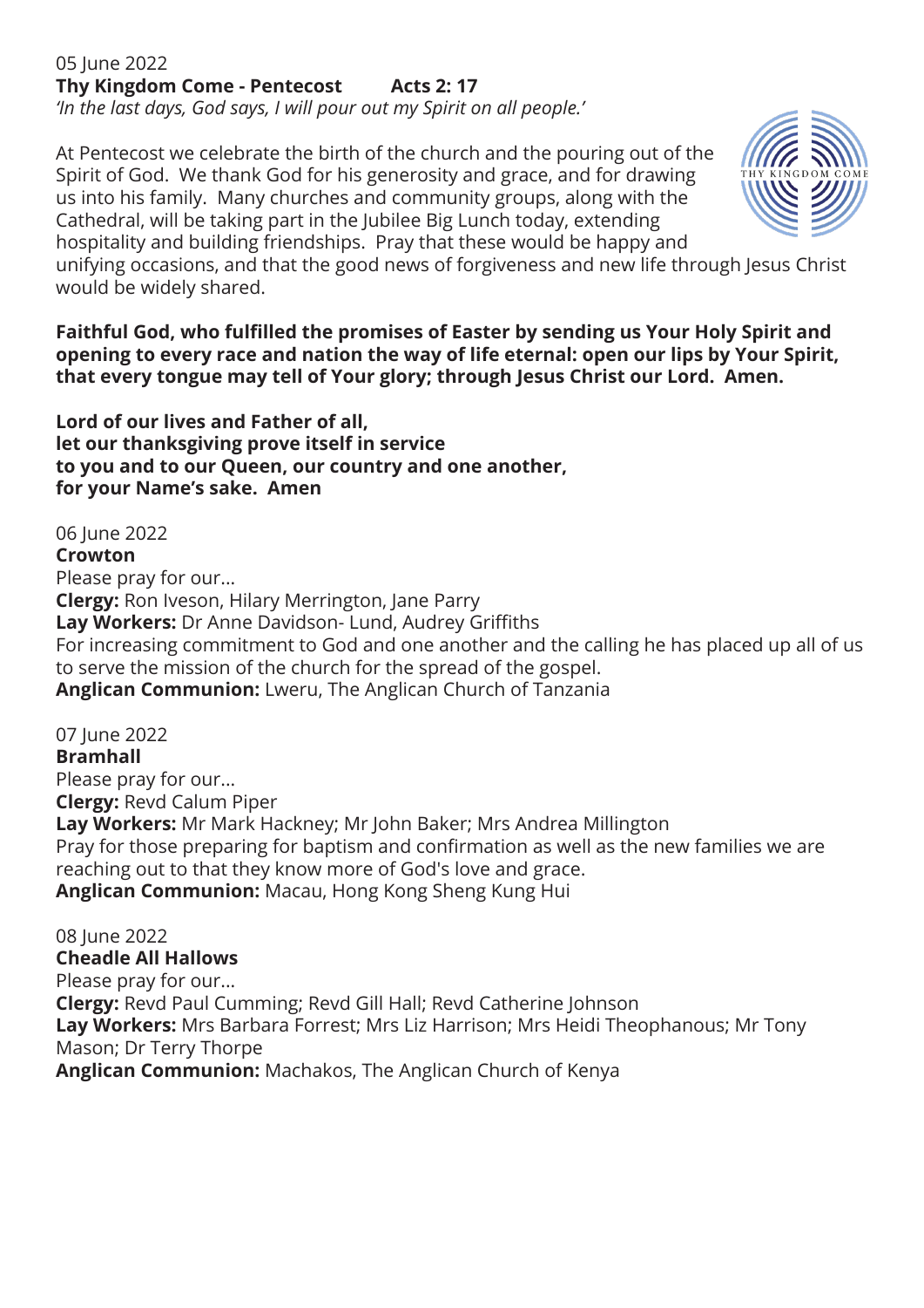05 June 2022

**Thy Kingdom Come - Pentecost Acts 2: 17**

*'In the last days, God says, I will pour out my Spirit on all people.'*

At Pentecost we celebrate the birth of the church and the pouring out of the Spirit of God. We thank God for his generosity and grace, and for drawing us into his family. Many churches and community groups, along with the Cathedral, will be taking part in the Jubilee Big Lunch today, extending hospitality and building friendships. Pray that these would be happy and unifying occasions, and that the good news of forgiveness and new life through Jesus Christ would be widely shared.

**Faithful God, who fulfilled the promises of Easter by sending us Your Holy Spirit and opening to every race and nation the way of life eternal: open our lips by Your Spirit, that every tongue may tell of Your glory; through Jesus Christ our Lord. Amen.**

**Lord of our lives and Father of all,**
**let our thanksgiving prove itself in service**
**to you and to our Queen, our country and one another,**
**for your Name's sake. Amen**

06 June 2022

**Crowton**

Please pray for our...

**Clergy:** Ron Iveson, Hilary Merrington, Jane Parry

**Lay Workers:** Dr Anne Davidson- Lund, Audrey Griffiths

For increasing commitment to God and one another and the calling he has placed up all of us to serve the mission of the church for the spread of the gospel.

**Anglican Communion:** Lweru, The Anglican Church of Tanzania

07 June 2022

**Bramhall**

Please pray for our...

**Clergy:** Revd Calum Piper

**Lay Workers:** Mr Mark Hackney; Mr John Baker; Mrs Andrea Millington

Pray for those preparing for baptism and confirmation as well as the new families we are reaching out to that they know more of God's love and grace.

**Anglican Communion:** Macau, Hong Kong Sheng Kung Hui

08 June 2022

**Cheadle All Hallows**

Please pray for our...

**Clergy:** Revd Paul Cumming; Revd Gill Hall; Revd Catherine Johnson

**Lay Workers:** Mrs Barbara Forrest; Mrs Liz Harrison; Mrs Heidi Theophanous; Mr Tony Mason; Dr Terry Thorpe

**Anglican Communion:** Machakos, The Anglican Church of Kenya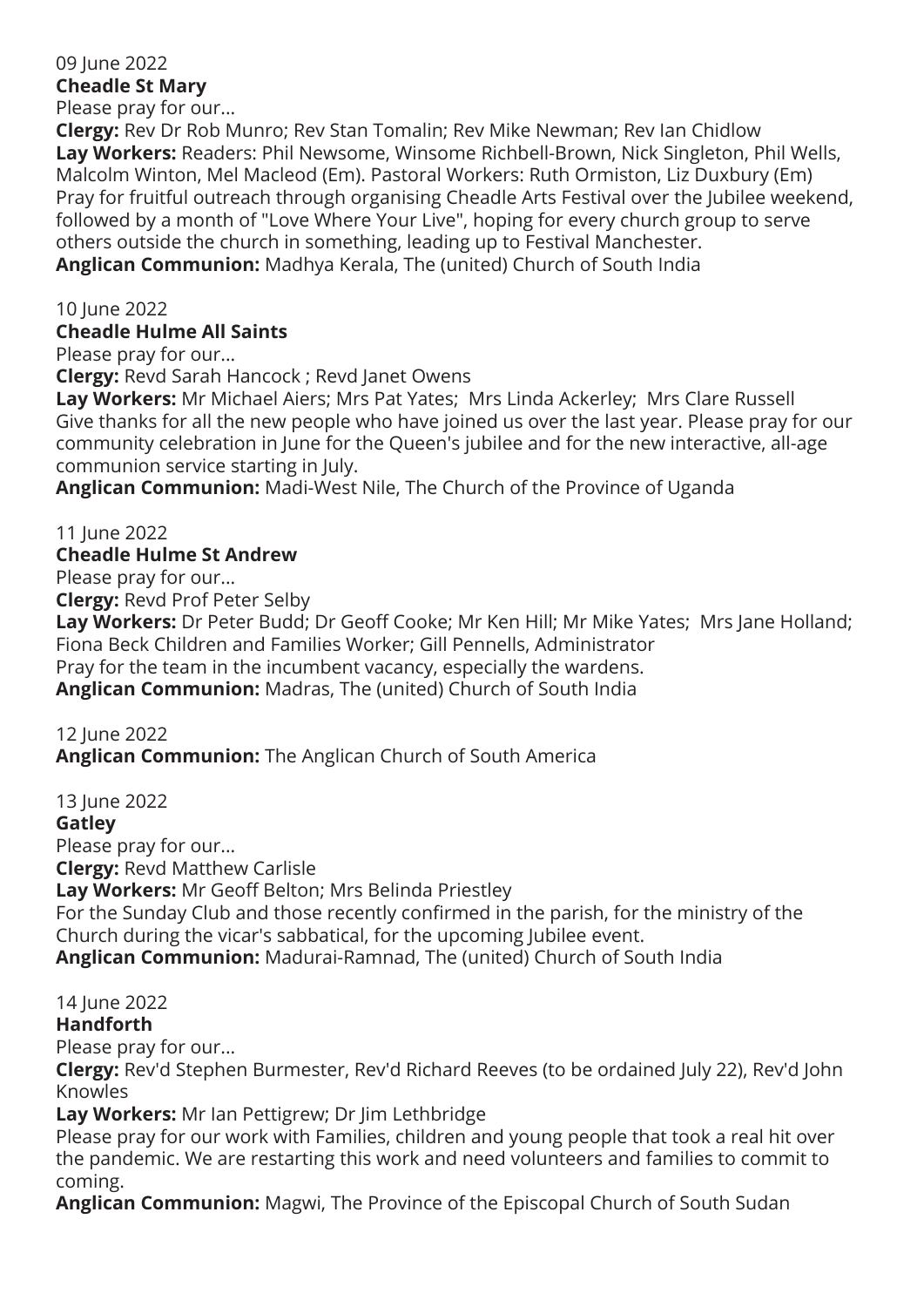09 June 2022

**Cheadle St Mary**

Please pray for our...

**Clergy:** Rev Dr Rob Munro; Rev Stan Tomalin; Rev Mike Newman; Rev Ian Chidlow

**Lay Workers:** Readers: Phil Newsome, Winsome Richbell-Brown, Nick Singleton, Phil Wells, Malcolm Winton, Mel Macleod (Em). Pastoral Workers: Ruth Ormiston, Liz Duxbury (Em)

Pray for fruitful outreach through organising Cheadle Arts Festival over the Jubilee weekend, followed by a month of "Love Where Your Live", hoping for every church group to serve others outside the church in something, leading up to Festival Manchester.

**Anglican Communion:** Madhya Kerala, The (united) Church of South India

10 June 2022

**Cheadle Hulme All Saints**

Please pray for our...

**Clergy:** Revd Sarah Hancock ; Revd Janet Owens

**Lay Workers:** Mr Michael Aiers; Mrs Pat Yates; Mrs Linda Ackerley; Mrs Clare Russell

Give thanks for all the new people who have joined us over the last year. Please pray for our community celebration in June for the Queen's jubilee and for the new interactive, all-age communion service starting in July.

**Anglican Communion:** Madi-West Nile, The Church of the Province of Uganda

11 June 2022

**Cheadle Hulme St Andrew**

Please pray for our...

**Clergy:** Revd Prof Peter Selby

**Lay Workers:** Dr Peter Budd; Dr Geoff Cooke; Mr Ken Hill; Mr Mike Yates; Mrs Jane Holland; Fiona Beck Children and Families Worker; Gill Pennells, Administrator

Pray for the team in the incumbent vacancy, especially the wardens.

**Anglican Communion:** Madras, The (united) Church of South India

12 June 2022

**Anglican Communion:** The Anglican Church of South America

13 June 2022

**Gatley**

Please pray for our...

**Clergy:** Revd Matthew Carlisle

**Lay Workers:** Mr Geoff Belton; Mrs Belinda Priestley

For the Sunday Club and those recently confirmed in the parish, for the ministry of the Church during the vicar's sabbatical, for the upcoming Jubilee event.

**Anglican Communion:** Madurai-Ramnad, The (united) Church of South India

14 June 2022

**Handforth**

Please pray for our...

**Clergy:** Rev'd Stephen Burmester, Rev'd Richard Reeves (to be ordained July 22), Rev'd John Knowles

**Lay Workers:** Mr Ian Pettigrew; Dr Jim Lethbridge

Please pray for our work with Families, children and young people that took a real hit over the pandemic. We are restarting this work and need volunteers and families to commit to coming.

**Anglican Communion:** Magwi, The Province of the Episcopal Church of South Sudan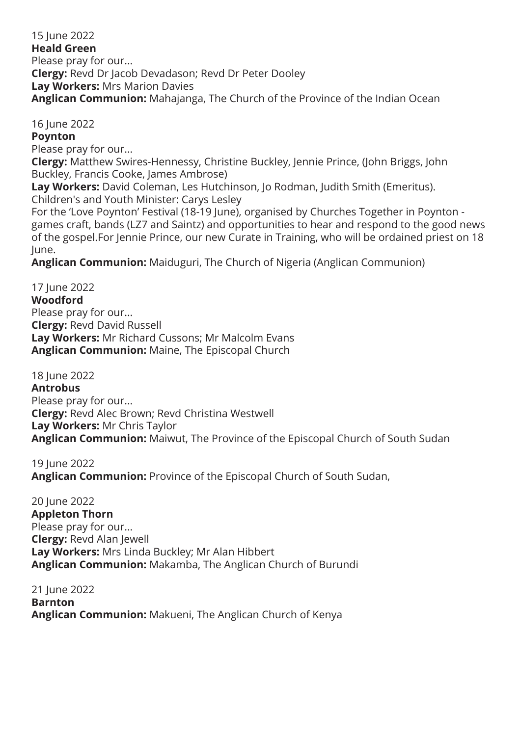15 June 2022

**Heald Green**

Please pray for our...

**Clergy:** Revd Dr Jacob Devadason; Revd Dr Peter Dooley

**Lay Workers:** Mrs Marion Davies

**Anglican Communion:** Mahajanga, The Church of the Province of the Indian Ocean

16 June 2022

**Poynton**

Please pray for our...

**Clergy:** Matthew Swires-Hennessy, Christine Buckley, Jennie Prince, (John Briggs, John Buckley, Francis Cooke, James Ambrose)

**Lay Workers:** David Coleman, Les Hutchinson, Jo Rodman, Judith Smith (Emeritus). Children's and Youth Minister: Carys Lesley

For the 'Love Poynton' Festival (18-19 June), organised by Churches Together in Poynton - games craft, bands (LZ7 and Saintz) and opportunities to hear and respond to the good news of the gospel.For Jennie Prince, our new Curate in Training, who will be ordained priest on 18 June.

**Anglican Communion:** Maiduguri, The Church of Nigeria (Anglican Communion)

17 June 2022

**Woodford**

Please pray for our...

**Clergy:** Revd David Russell

**Lay Workers:** Mr Richard Cussons; Mr Malcolm Evans

**Anglican Communion:** Maine, The Episcopal Church

18 June 2022

**Antrobus**

Please pray for our...

**Clergy:** Revd Alec Brown; Revd Christina Westwell

**Lay Workers:** Mr Chris Taylor

**Anglican Communion:** Maiwut, The Province of the Episcopal Church of South Sudan

19 June 2022

**Anglican Communion:** Province of the Episcopal Church of South Sudan,

20 June 2022

**Appleton Thorn**

Please pray for our...

**Clergy:** Revd Alan Jewell

**Lay Workers:** Mrs Linda Buckley; Mr Alan Hibbert

**Anglican Communion:** Makamba, The Anglican Church of Burundi

21 June 2022

**Barnton**

**Anglican Communion:** Makueni, The Anglican Church of Kenya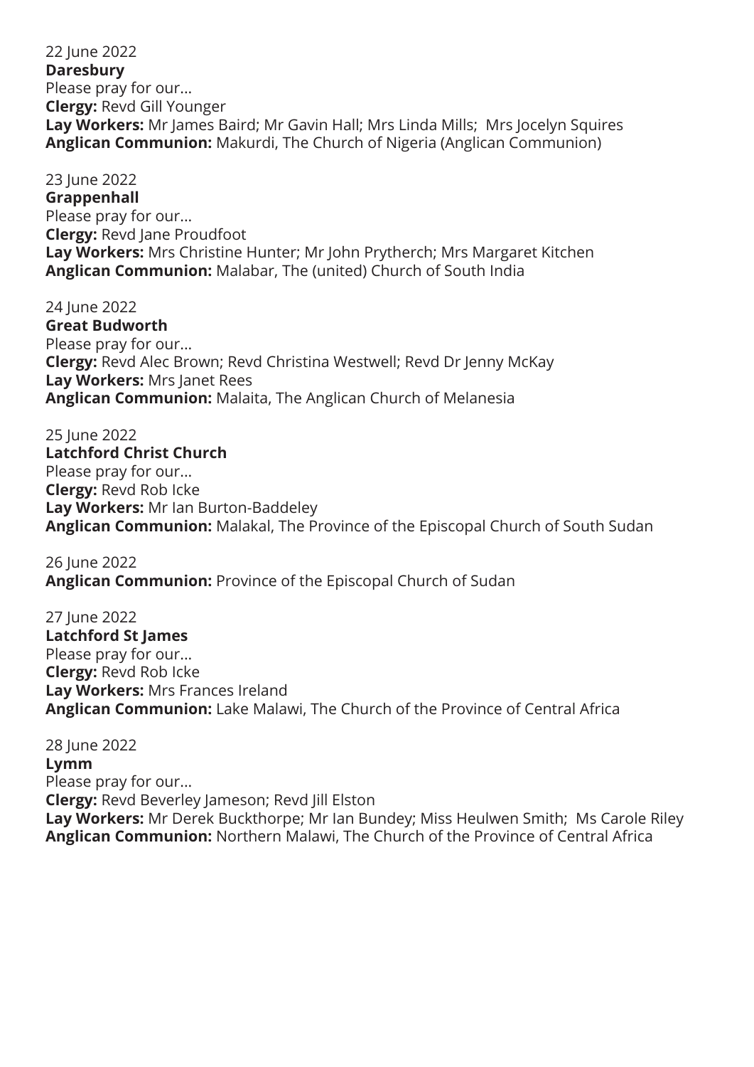22 June 2022
**Daresbury**
Please pray for our...
**Clergy:** Revd Gill Younger
**Lay Workers:** Mr James Baird; Mr Gavin Hall; Mrs Linda Mills; Mrs Jocelyn Squires
**Anglican Communion:** Makurdi, The Church of Nigeria (Anglican Communion)

23 June 2022
**Grappenhall**
Please pray for our...
**Clergy:** Revd Jane Proudfoot
**Lay Workers:** Mrs Christine Hunter; Mr John Prytherch; Mrs Margaret Kitchen
**Anglican Communion:** Malabar, The (united) Church of South India

24 June 2022
**Great Budworth**
Please pray for our...
**Clergy:** Revd Alec Brown; Revd Christina Westwell; Revd Dr Jenny McKay
**Lay Workers:** Mrs Janet Rees
**Anglican Communion:** Malaita, The Anglican Church of Melanesia

25 June 2022
**Latchford Christ Church**
Please pray for our...
**Clergy:** Revd Rob Icke
**Lay Workers:** Mr Ian Burton-Baddeley
**Anglican Communion:** Malakal, The Province of the Episcopal Church of South Sudan

26 June 2022
**Anglican Communion:** Province of the Episcopal Church of Sudan

27 June 2022
**Latchford St James**
Please pray for our...
**Clergy:** Revd Rob Icke
**Lay Workers:** Mrs Frances Ireland
**Anglican Communion:** Lake Malawi, The Church of the Province of Central Africa

28 June 2022
**Lymm**
Please pray for our...
**Clergy:** Revd Beverley Jameson; Revd Jill Elston
**Lay Workers:** Mr Derek Buckthorpe; Mr Ian Bundey; Miss Heulwen Smith; Ms Carole Riley
**Anglican Communion:** Northern Malawi, The Church of the Province of Central Africa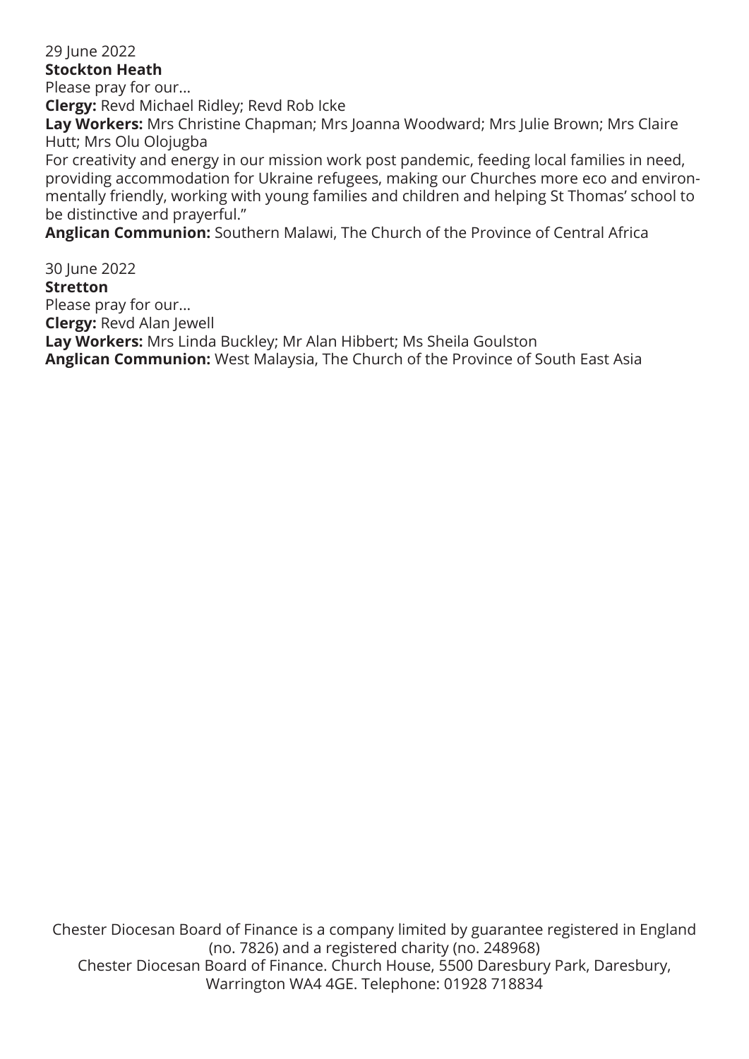29 June 2022

**Stockton Heath**

Please pray for our...

**Clergy:** Revd Michael Ridley; Revd Rob Icke

**Lay Workers:** Mrs Christine Chapman; Mrs Joanna Woodward; Mrs Julie Brown; Mrs Claire Hutt; Mrs Olu Olojugba

For creativity and energy in our mission work post pandemic, feeding local families in need, providing accommodation for Ukraine refugees, making our Churches more eco and environmentally friendly, working with young families and children and helping St Thomas' school to be distinctive and prayerful."

**Anglican Communion:** Southern Malawi, The Church of the Province of Central Africa

30 June 2022

**Stretton**

Please pray for our...

**Clergy:** Revd Alan Jewell

**Lay Workers:** Mrs Linda Buckley; Mr Alan Hibbert; Ms Sheila Goulston

**Anglican Communion:** West Malaysia, The Church of the Province of South East Asia

Chester Diocesan Board of Finance is a company limited by guarantee registered in England (no. 7826) and a registered charity (no. 248968)
Chester Diocesan Board of Finance. Church House, 5500 Daresbury Park, Daresbury, Warrington WA4 4GE. Telephone: 01928 718834